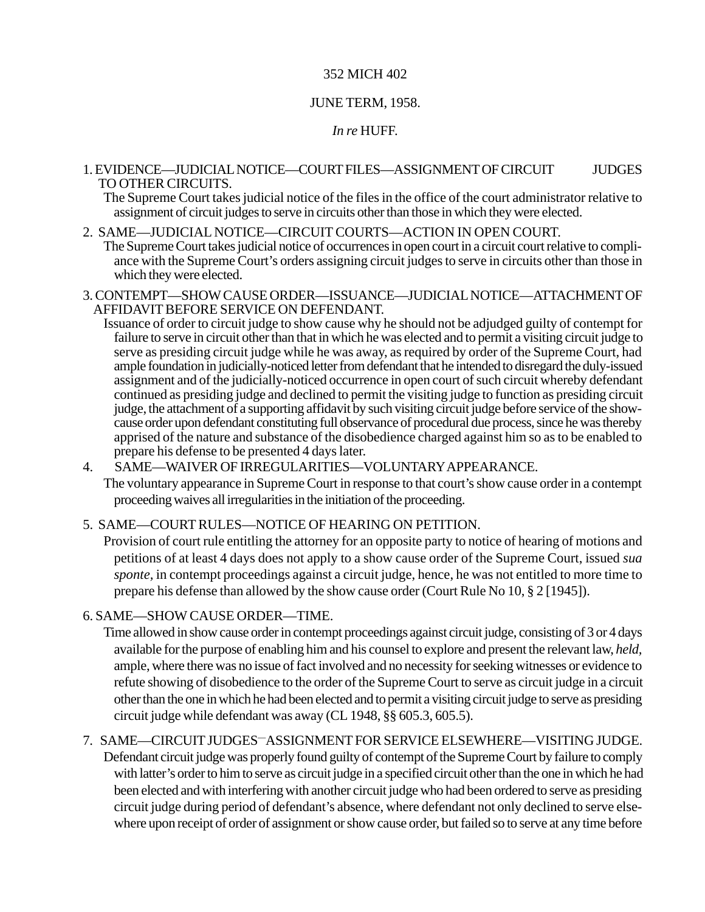352 MICH 402

JUNE TERM, 1958.

*In re* HUFF.

1. EVIDENCE—JUDICIAL NOTICE—COURT FILES—ASSIGNMENT OF CIRCUIT JUDGES TO OTHER CIRCUITS.

   The Supreme Court takes judicial notice of the files in the office of the court administrator relative to assignment of circuit judges to serve in circuits other than those in which they were elected.

2. SAME—JUDICIAL NOTICE—CIRCUIT COURTS—ACTION IN OPEN COURT.

   The Supreme Court takes judicial notice of occurrences in open court in a circuit court relative to compliance with the Supreme Court's orders assigning circuit judges to serve in circuits other than those in which they were elected.

3. CONTEMPT—SHOW CAUSE ORDER—ISSUANCE—JUDICIAL NOTICE—ATTACHMENT OF AFFIDAVIT BEFORE SERVICE ON DEFENDANT.

   Issuance of order to circuit judge to show cause why he should not be adjudged guilty of contempt for failure to serve in circuit other than that in which he was elected and to permit a visiting circuit judge to serve as presiding circuit judge while he was away, as required by order of the Supreme Court, had ample foundation in judicially-noticed letter from defendant that he intended to disregard the duly-issued assignment and of the judicially-noticed occurrence in open court of such circuit whereby defendant continued as presiding judge and declined to permit the visiting judge to function as presiding circuit judge, the attachment of a supporting affidavit by such visiting circuit judge before service of the show-cause order upon defendant constituting full observance of procedural due process, since he was thereby apprised of the nature and substance of the disobedience charged against him so as to be enabled to prepare his defense to be presented 4 days later.

4. SAME—WAIVER OF IRREGULARITIES—VOLUNTARY APPEARANCE.

   The voluntary appearance in Supreme Court in response to that court's show cause order in a contempt proceeding waives all irregularities in the initiation of the proceeding.

5. SAME—COURT RULES—NOTICE OF HEARING ON PETITION.

   Provision of court rule entitling the attorney for an opposite party to notice of hearing of motions and petitions of at least 4 days does not apply to a show cause order of the Supreme Court, issued *sua sponte*, in contempt proceedings against a circuit judge, hence, he was not entitled to more time to prepare his defense than allowed by the show cause order (Court Rule No 10, § 2 [1945]).

6. SAME—SHOW CAUSE ORDER—TIME.

   Time allowed in show cause order in contempt proceedings against circuit judge, consisting of 3 or 4 days available for the purpose of enabling him and his counsel to explore and present the relevant law, *held*, ample, where there was no issue of fact involved and no necessity for seeking witnesses or evidence to refute showing of disobedience to the order of the Supreme Court to serve as circuit judge in a circuit other than the one in which he had been elected and to permit a visiting circuit judge to serve as presiding circuit judge while defendant was away (CL 1948, §§ 605.3, 605.5).

7. SAME—CIRCUIT JUDGES—ASSIGNMENT FOR SERVICE ELSEWHERE—VISITING JUDGE.

   Defendant circuit judge was properly found guilty of contempt of the Supreme Court by failure to comply with latter's order to him to serve as circuit judge in a specified circuit other than the one in which he had been elected and with interfering with another circuit judge who had been ordered to serve as presiding circuit judge during period of defendant's absence, where defendant not only declined to serve elsewhere upon receipt of order of assignment or show cause order, but failed so to serve at any time before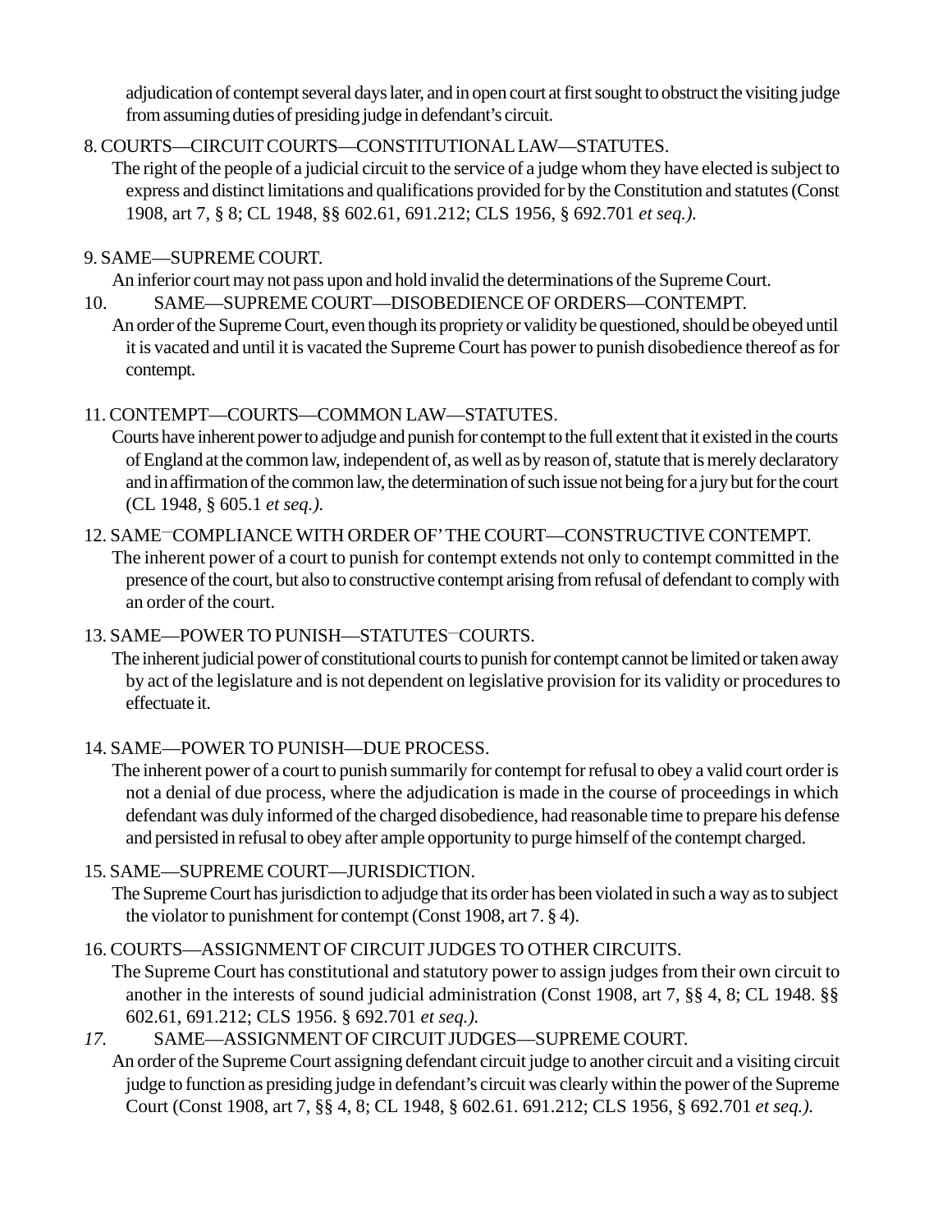adjudication of contempt several days later, and in open court at first sought to obstruct the visiting judge from assuming duties of presiding judge in defendant's circuit.

8. COURTS—CIRCUIT COURTS—CONSTITUTIONAL LAW—STATUTES.

The right of the people of a judicial circuit to the service of a judge whom they have elected is subject to express and distinct limitations and qualifications provided for by the Constitution and statutes (Const 1908, art 7, § 8; CL 1948, §§ 602.61, 691.212; CLS 1956, § 692.701 *et seq.).*

9. SAME—SUPREME COURT.

An inferior court may not pass upon and hold invalid the determinations of the Supreme Court.

10. SAME—SUPREME COURT—DISOBEDIENCE OF ORDERS—CONTEMPT.

An order of the Supreme Court, even though its propriety or validity be questioned, should be obeyed until it is vacated and until it is vacated the Supreme Court has power to punish disobedience thereof as for contempt.

11. CONTEMPT—COURTS—COMMON LAW—STATUTES.

Courts have inherent power to adjudge and punish for contempt to the full extent that it existed in the courts of England at the common law, independent of, as well as by reason of, statute that is merely declaratory and in affirmation of the common law, the determination of such issue not being for a jury but for the court (CL 1948, § 605.1 *et seq.).*

12. SAME—COMPLIANCE WITH ORDER OF' THE COURT—CONSTRUCTIVE CONTEMPT.

The inherent power of a court to punish for contempt extends not only to contempt committed in the presence of the court, but also to constructive contempt arising from refusal of defendant to comply with an order of the court.

13. SAME—POWER TO PUNISH—STATUTES—COURTS.

The inherent judicial power of constitutional courts to punish for contempt cannot be limited or taken away by act of the legislature and is not dependent on legislative provision for its validity or procedures to effectuate it.

14. SAME—POWER TO PUNISH—DUE PROCESS.

The inherent power of a court to punish summarily for contempt for refusal to obey a valid court order is not a denial of due process, where the adjudication is made in the course of proceedings in which defendant was duly informed of the charged disobedience, had reasonable time to prepare his defense and persisted in refusal to obey after ample opportunity to purge himself of the contempt charged.

15. SAME—SUPREME COURT—JURISDICTION.

The Supreme Court has jurisdiction to adjudge that its order has been violated in such a way as to subject the violator to punishment for contempt (Const 1908, art 7. § 4).

16. COURTS—ASSIGNMENT OF CIRCUIT JUDGES TO OTHER CIRCUITS.

The Supreme Court has constitutional and statutory power to assign judges from their own circuit to another in the interests of sound judicial administration (Const 1908, art 7, §§ 4, 8; CL 1948. §§ 602.61, 691.212; CLS 1956. § 692.701 *et seq.).*

*17.* SAME—ASSIGNMENT OF CIRCUIT JUDGES—SUPREME COURT.

An order of the Supreme Court assigning defendant circuit judge to another circuit and a visiting circuit judge to function as presiding judge in defendant's circuit was clearly within the power of the Supreme Court (Const 1908, art 7, §§ 4, 8; CL 1948, § 602.61. 691.212; CLS 1956, § 692.701 *et seq.).*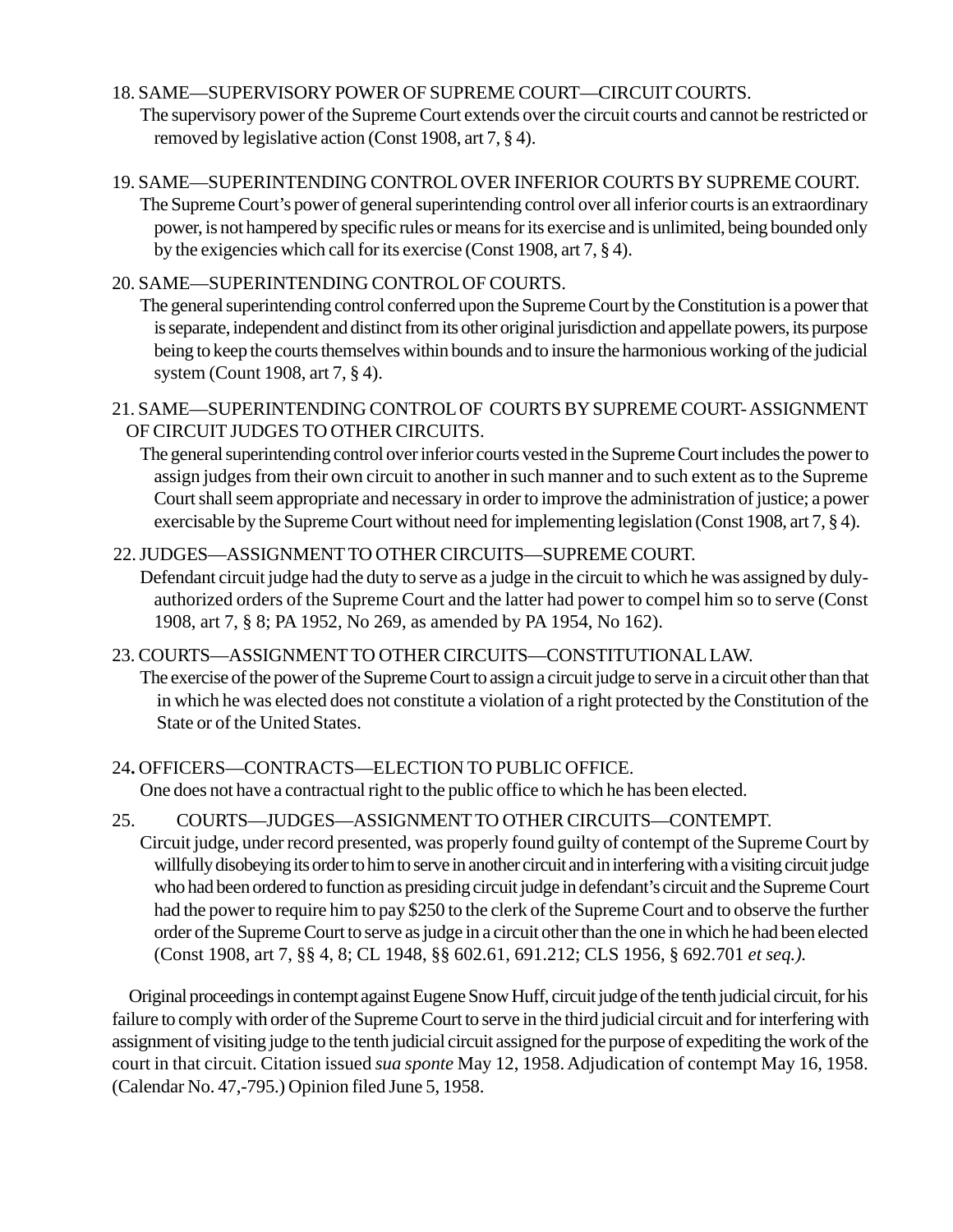18. SAME—SUPERVISORY POWER OF SUPREME COURT—CIRCUIT COURTS.

The supervisory power of the Supreme Court extends over the circuit courts and cannot be restricted or removed by legislative action (Const 1908, art 7, § 4).

19. SAME—SUPERINTENDING CONTROL OVER INFERIOR COURTS BY SUPREME COURT.

The Supreme Court's power of general superintending control over all inferior courts is an extraordinary power, is not hampered by specific rules or means for its exercise and is unlimited, being bounded only by the exigencies which call for its exercise (Const 1908, art 7, § 4).

20. SAME—SUPERINTENDING CONTROL OF COURTS.

The general superintending control conferred upon the Supreme Court by the Constitution is a power that is separate, independent and distinct from its other original jurisdiction and appellate powers, its purpose being to keep the courts themselves within bounds and to insure the harmonious working of the judicial system (Count 1908, art 7, § 4).

21. SAME—SUPERINTENDING CONTROL OF COURTS BY SUPREME COURT- ASSIGNMENT OF CIRCUIT JUDGES TO OTHER CIRCUITS.

The general superintending control over inferior courts vested in the Supreme Court includes the power to assign judges from their own circuit to another in such manner and to such extent as to the Supreme Court shall seem appropriate and necessary in order to improve the administration of justice; a power exercisable by the Supreme Court without need for implementing legislation (Const 1908, art 7, § 4).

22. JUDGES—ASSIGNMENT TO OTHER CIRCUITS—SUPREME COURT.

Defendant circuit judge had the duty to serve as a judge in the circuit to which he was assigned by duly-authorized orders of the Supreme Court and the latter had power to compel him so to serve (Const 1908, art 7, § 8; PA 1952, No 269, as amended by PA 1954, No 162).

23. COURTS—ASSIGNMENT TO OTHER CIRCUITS—CONSTITUTIONAL LAW.

The exercise of the power of the Supreme Court to assign a circuit judge to serve in a circuit other than that in which he was elected does not constitute a violation of a right protected by the Constitution of the State or of the United States.

24**.** OFFICERS—CONTRACTS—ELECTION TO PUBLIC OFFICE.

One does not have a contractual right to the public office to which he has been elected.

25. COURTS—JUDGES—ASSIGNMENT TO OTHER CIRCUITS—CONTEMPT.

Circuit judge, under record presented, was properly found guilty of contempt of the Supreme Court by willfully disobeying its order to him to serve in another circuit and in interfering with a visiting circuit judge who had been ordered to function as presiding circuit judge in defendant's circuit and the Supreme Court had the power to require him to pay $250 to the clerk of the Supreme Court and to observe the further order of the Supreme Court to serve as judge in a circuit other than the one in which he had been elected (Const 1908, art 7, §§ 4, 8; CL 1948, §§ 602.61, 691.212; CLS 1956, § 692.701 *et seq.)*.

Original proceedings in contempt against Eugene Snow Huff, circuit judge of the tenth judicial circuit, for his failure to comply with order of the Supreme Court to serve in the third judicial circuit and for interfering with assignment of visiting judge to the tenth judicial circuit assigned for the purpose of expediting the work of the court in that circuit. Citation issued *sua sponte* May 12, 1958. Adjudication of contempt May 16, 1958. (Calendar No. 47,-795.) Opinion filed June 5, 1958.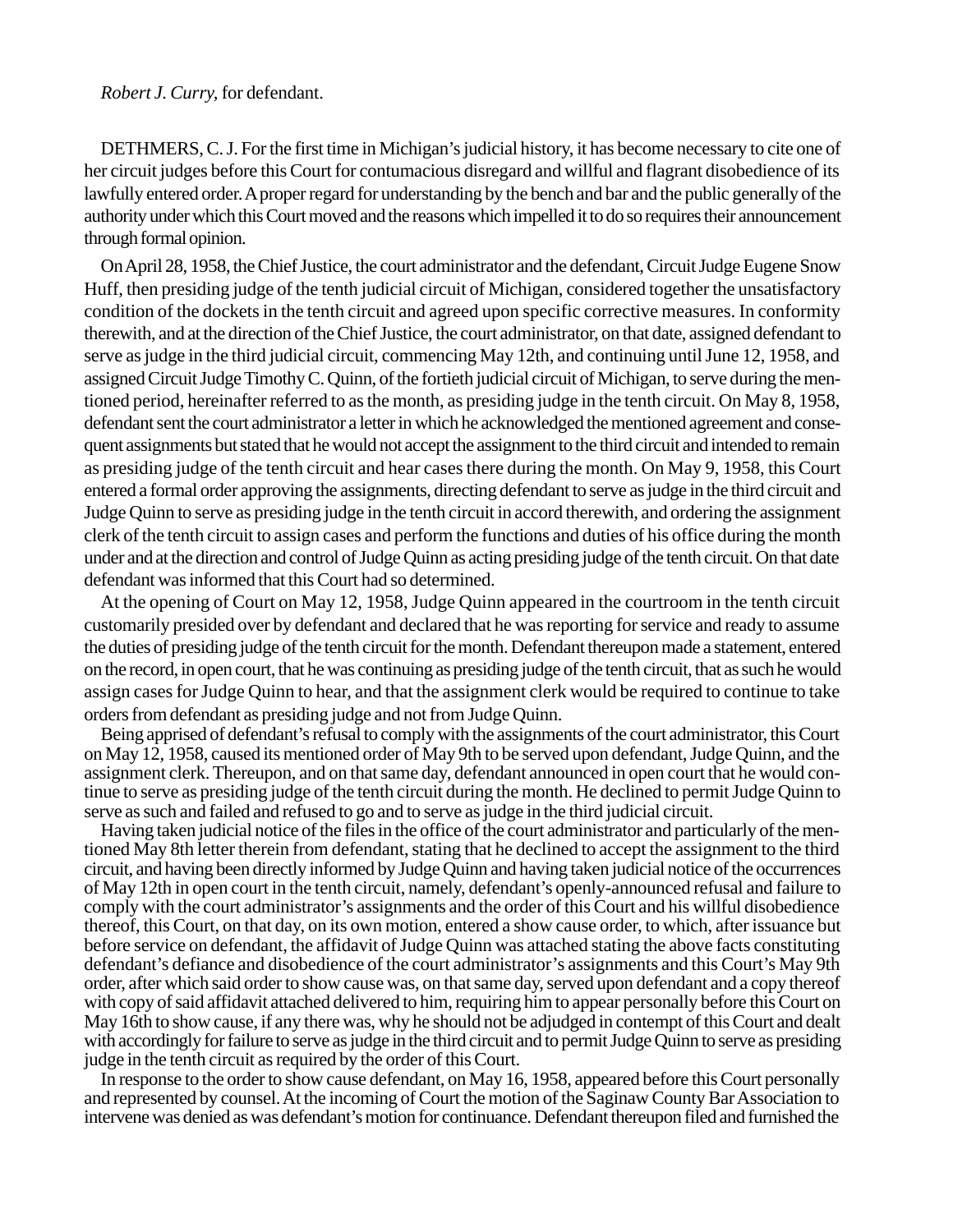*Robert J. Curry*, for defendant.

DETHMERS, C. J. For the first time in Michigan's judicial history, it has become necessary to cite one of her circuit judges before this Court for contumacious disregard and willful and flagrant disobedience of its lawfully entered order. A proper regard for understanding by the bench and bar and the public generally of the authority under which this Court moved and the reasons which impelled it to do so requires their announcement through formal opinion.

On April 28, 1958, the Chief Justice, the court administrator and the defendant, Circuit Judge Eugene Snow Huff, then presiding judge of the tenth judicial circuit of Michigan, considered together the unsatisfactory condition of the dockets in the tenth circuit and agreed upon specific corrective measures. In conformity therewith, and at the direction of the Chief Justice, the court administrator, on that date, assigned defendant to serve as judge in the third judicial circuit, commencing May 12th, and continuing until June 12, 1958, and assigned Circuit Judge Timothy C. Quinn, of the fortieth judicial circuit of Michigan, to serve during the mentioned period, hereinafter referred to as the month, as presiding judge in the tenth circuit. On May 8, 1958, defendant sent the court administrator a letter in which he acknowledged the mentioned agreement and consequent assignments but stated that he would not accept the assignment to the third circuit and intended to remain as presiding judge of the tenth circuit and hear cases there during the month. On May 9, 1958, this Court entered a formal order approving the assignments, directing defendant to serve as judge in the third circuit and Judge Quinn to serve as presiding judge in the tenth circuit in accord therewith, and ordering the assignment clerk of the tenth circuit to assign cases and perform the functions and duties of his office during the month under and at the direction and control of Judge Quinn as acting presiding judge of the tenth circuit. On that date defendant was informed that this Court had so determined.

At the opening of Court on May 12, 1958, Judge Quinn appeared in the courtroom in the tenth circuit customarily presided over by defendant and declared that he was reporting for service and ready to assume the duties of presiding judge of the tenth circuit for the month. Defendant thereupon made a statement, entered on the record, in open court, that he was continuing as presiding judge of the tenth circuit, that as such he would assign cases for Judge Quinn to hear, and that the assignment clerk would be required to continue to take orders from defendant as presiding judge and not from Judge Quinn.

Being apprised of defendant's refusal to comply with the assignments of the court administrator, this Court on May 12, 1958, caused its mentioned order of May 9th to be served upon defendant, Judge Quinn, and the assignment clerk. Thereupon, and on that same day, defendant announced in open court that he would continue to serve as presiding judge of the tenth circuit during the month. He declined to permit Judge Quinn to serve as such and failed and refused to go and to serve as judge in the third judicial circuit.

Having taken judicial notice of the files in the office of the court administrator and particularly of the mentioned May 8th letter therein from defendant, stating that he declined to accept the assignment to the third circuit, and having been directly informed by Judge Quinn and having taken judicial notice of the occurrences of May 12th in open court in the tenth circuit, namely, defendant's openly-announced refusal and failure to comply with the court administrator's assignments and the order of this Court and his willful disobedience thereof, this Court, on that day, on its own motion, entered a show cause order, to which, after issuance but before service on defendant, the affidavit of Judge Quinn was attached stating the above facts constituting defendant's defiance and disobedience of the court administrator's assignments and this Court's May 9th order, after which said order to show cause was, on that same day, served upon defendant and a copy thereof with copy of said affidavit attached delivered to him, requiring him to appear personally before this Court on May 16th to show cause, if any there was, why he should not be adjudged in contempt of this Court and dealt with accordingly for failure to serve as judge in the third circuit and to permit Judge Quinn to serve as presiding judge in the tenth circuit as required by the order of this Court.

In response to the order to show cause defendant, on May 16, 1958, appeared before this Court personally and represented by counsel. At the incoming of Court the motion of the Saginaw County Bar Association to intervene was denied as was defendant's motion for continuance. Defendant thereupon filed and furnished the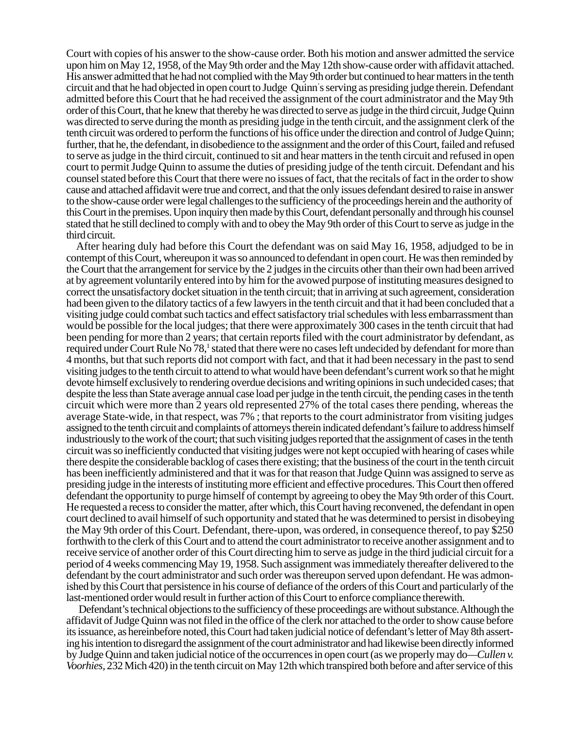Court with copies of his answer to the show-cause order. Both his motion and answer admitted the service upon him on May 12, 1958, of the May 9th order and the May 12th show-cause order with affidavit attached. His answer admitted that he had not complied with the May 9th order but continued to hear matters in the tenth circuit and that he had objected in open court to Judge Quinn's serving as presiding judge therein. Defendant admitted before this Court that he had received the assignment of the court administrator and the May 9th order of this Court, that he knew that thereby he was directed to serve as judge in the third circuit, Judge Quinn was directed to serve during the month as presiding judge in the tenth circuit, and the assignment clerk of the tenth circuit was ordered to perform the functions of his office under the direction and control of Judge Quinn; further, that he, the defendant, in disobedience to the assignment and the order of this Court, failed and refused to serve as judge in the third circuit, continued to sit and hear matters in the tenth circuit and refused in open court to permit Judge Quinn to assume the duties of presiding judge of the tenth circuit. Defendant and his counsel stated before this Court that there were no issues of fact, that the recitals of fact in the order to show cause and attached affidavit were true and correct, and that the only issues defendant desired to raise in answer to the show-cause order were legal challenges to the sufficiency of the proceedings herein and the authority of this Court in the premises. Upon inquiry then made by this Court, defendant personally and through his counsel stated that he still declined to comply with and to obey the May 9th order of this Court to serve as judge in the third circuit.

After hearing duly had before this Court the defendant was on said May 16, 1958, adjudged to be in contempt of this Court, whereupon it was so announced to defendant in open court. He was then reminded by the Court that the arrangement for service by the 2 judges in the circuits other than their own had been arrived at by agreement voluntarily entered into by him for the avowed purpose of instituting measures designed to correct the unsatisfactory docket situation in the tenth circuit; that in arriving at such agreement, consideration had been given to the dilatory tactics of a few lawyers in the tenth circuit and that it had been concluded that a visiting judge could combat such tactics and effect satisfactory trial schedules with less embarrassment than would be possible for the local judges; that there were approximately 300 cases in the tenth circuit that had been pending for more than 2 years; that certain reports filed with the court administrator by defendant, as required under Court Rule No 78,[1] stated that there were no cases left undecided by defendant for more than 4 months, but that such reports did not comport with fact, and that it had been necessary in the past to send visiting judges to the tenth circuit to attend to what would have been defendant's current work so that he might devote himself exclusively to rendering overdue decisions and writing opinions in such undecided cases; that despite the less than State average annual case load per judge in the tenth circuit, the pending cases in the tenth circuit which were more than 2 years old represented 27% of the total cases there pending, whereas the average State-wide, in that respect, was 7% ; that reports to the court administrator from visiting judges assigned to the tenth circuit and complaints of attorneys therein indicated defendant's failure to address himself industriously to the work of the court; that such visiting judges reported that the assignment of cases in the tenth circuit was so inefficiently conducted that visiting judges were not kept occupied with hearing of cases while there despite the considerable backlog of cases there existing; that the business of the court in the tenth circuit has been inefficiently administered and that it was for that reason that Judge Quinn was assigned to serve as presiding judge in the interests of instituting more efficient and effective procedures. This Court then offered defendant the opportunity to purge himself of contempt by agreeing to obey the May 9th order of this Court. He requested a recess to consider the matter, after which, this Court having reconvened, the defendant in open court declined to avail himself of such opportunity and stated that he was determined to persist in disobeying the May 9th order of this Court. Defendant, there-upon, was ordered, in consequence thereof, to pay $250 forthwith to the clerk of this Court and to attend the court administrator to receive another assignment and to receive service of another order of this Court directing him to serve as judge in the third judicial circuit for a period of 4 weeks commencing May 19, 1958. Such assignment was immediately thereafter delivered to the defendant by the court administrator and such order was thereupon served upon defendant. He was admonished by this Court that persistence in his course of defiance of the orders of this Court and particularly of the last-mentioned order would result in further action of this Court to enforce compliance therewith.

Defendant's technical objections to the sufficiency of these proceedings are without substance. Although the affidavit of Judge Quinn was not filed in the office of the clerk nor attached to the order to show cause before its issuance, as hereinbefore noted, this Court had taken judicial notice of defendant's letter of May 8th asserting his intention to disregard the assignment of the court administrator and had likewise been directly informed by Judge Quinn and taken judicial notice of the occurrences in open court (as we properly may do—*Cullen v. Voorhies*, 232 Mich 420) in the tenth circuit on May 12th which transpired both before and after service of this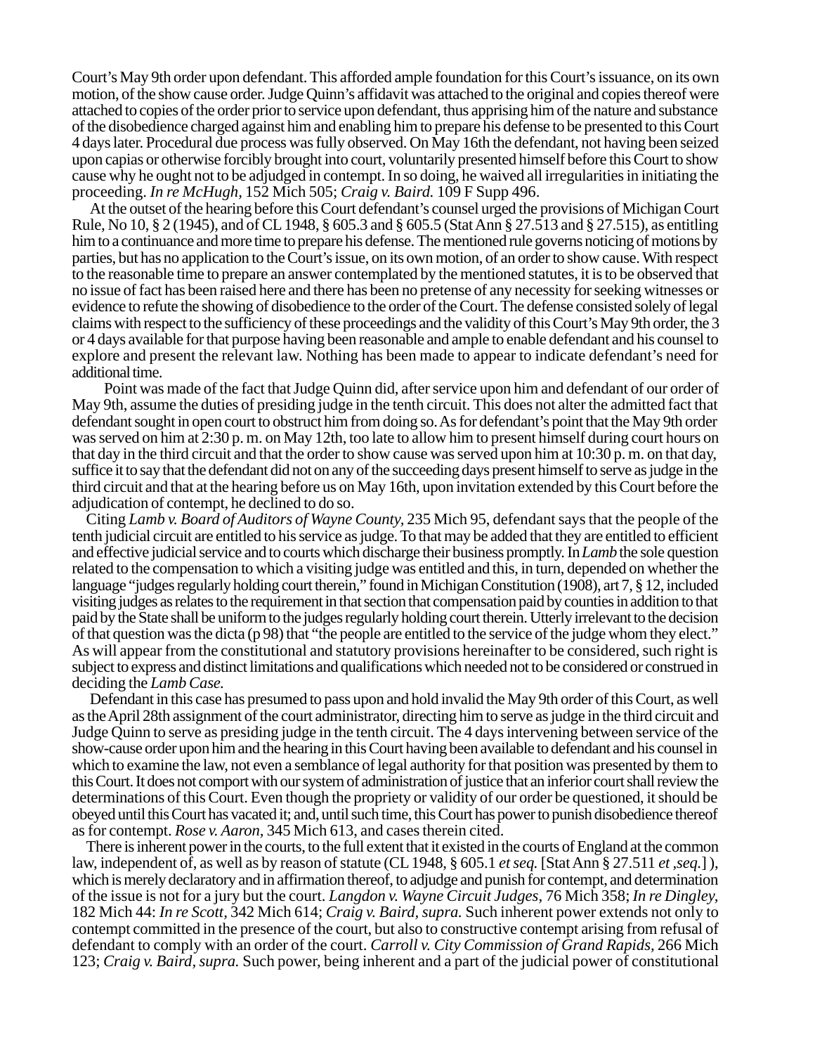Court's May 9th order upon defendant. This afforded ample foundation for this Court's issuance, on its own motion, of the show cause order. Judge Quinn's affidavit was attached to the original and copies thereof were attached to copies of the order prior to service upon defendant, thus apprising him of the nature and substance of the disobedience charged against him and enabling him to prepare his defense to be presented to this Court 4 days later. Procedural due process was fully observed. On May 16th the defendant, not having been seized upon capias or otherwise forcibly brought into court, voluntarily presented himself before this Court to show cause why he ought not to be adjudged in contempt. In so doing, he waived all irregularities in initiating the proceeding. *In re McHugh,* 152 Mich 505; *Craig v. Baird.* 109 F Supp 496.

At the outset of the hearing before this Court defendant's counsel urged the provisions of Michigan Court Rule, No 10, § 2 (1945), and of CL 1948, § 605.3 and § 605.5 (Stat Ann § 27.513 and § 27.515), as entitling him to a continuance and more time to prepare his defense. The mentioned rule governs noticing of motions by parties, but has no application to the Court's issue, on its own motion, of an order to show cause. With respect to the reasonable time to prepare an answer contemplated by the mentioned statutes, it is to be observed that no issue of fact has been raised here and there has been no pretense of any necessity for seeking witnesses or evidence to refute the showing of disobedience to the order of the Court. The defense consisted solely of legal claims with respect to the sufficiency of these proceedings and the validity of this Court's May 9th order, the 3 or 4 days available for that purpose having been reasonable and ample to enable defendant and his counsel to explore and present the relevant law. Nothing has been made to appear to indicate defendant's need for additional time.

Point was made of the fact that Judge Quinn did, after service upon him and defendant of our order of May 9th, assume the duties of presiding judge in the tenth circuit. This does not alter the admitted fact that defendant sought in open court to obstruct him from doing so. As for defendant's point that the May 9th order was served on him at 2:30 p. m. on May 12th, too late to allow him to present himself during court hours on that day in the third circuit and that the order to show cause was served upon him at 10:30 p. m. on that day, suffice it to say that the defendant did not on any of the succeeding days present himself to serve as judge in the third circuit and that at the hearing before us on May 16th, upon invitation extended by this Court before the adjudication of contempt, he declined to do so.

Citing *Lamb v. Board of Auditors of Wayne County,* 235 Mich 95, defendant says that the people of the tenth judicial circuit are entitled to his service as judge. To that may be added that they are entitled to efficient and effective judicial service and to courts which discharge their business promptly. In *Lamb* the sole question related to the compensation to which a visiting judge was entitled and this, in turn, depended on whether the language "judges regularly holding court therein," found in Michigan Constitution (1908), art 7, § 12, included visiting judges as relates to the requirement in that section that compensation paid by counties in addition to that paid by the State shall be uniform to the judges regularly holding court therein. Utterly irrelevant to the decision of that question was the dicta (p 98) that "the people are entitled to the service of the judge whom they elect." As will appear from the constitutional and statutory provisions hereinafter to be considered, such right is subject to express and distinct limitations and qualifications which needed not to be considered or construed in deciding the *Lamb Case.*

Defendant in this case has presumed to pass upon and hold invalid the May 9th order of this Court, as well as the April 28th assignment of the court administrator, directing him to serve as judge in the third circuit and Judge Quinn to serve as presiding judge in the tenth circuit. The 4 days intervening between service of the show-cause order upon him and the hearing in this Court having been available to defendant and his counsel in which to examine the law, not even a semblance of legal authority for that position was presented by them to this Court. It does not comport with our system of administration of justice that an inferior court shall review the determinations of this Court. Even though the propriety or validity of our order be questioned, it should be obeyed until this Court has vacated it; and, until such time, this Court has power to punish disobedience thereof as for contempt. *Rose v. Aaron,* 345 Mich 613, and cases therein cited.

There is inherent power in the courts, to the full extent that it existed in the courts of England at the common law, independent of, as well as by reason of statute (CL 1948, § 605.1 *et seq.* [Stat Ann § 27.511 *et ,seq.*] ), which is merely declaratory and in affirmation thereof, to adjudge and punish for contempt, and determination of the issue is not for a jury but the court. *Langdon v. Wayne Circuit Judges,* 76 Mich 358; *In re Dingley,* 182 Mich 44: *In re Scott,* 342 Mich 614; *Craig v. Baird, supra.* Such inherent power extends not only to contempt committed in the presence of the court, but also to constructive contempt arising from refusal of defendant to comply with an order of the court. *Carroll v. City Commission of Grand Rapids,* 266 Mich 123; *Craig v. Baird, supra.* Such power, being inherent and a part of the judicial power of constitutional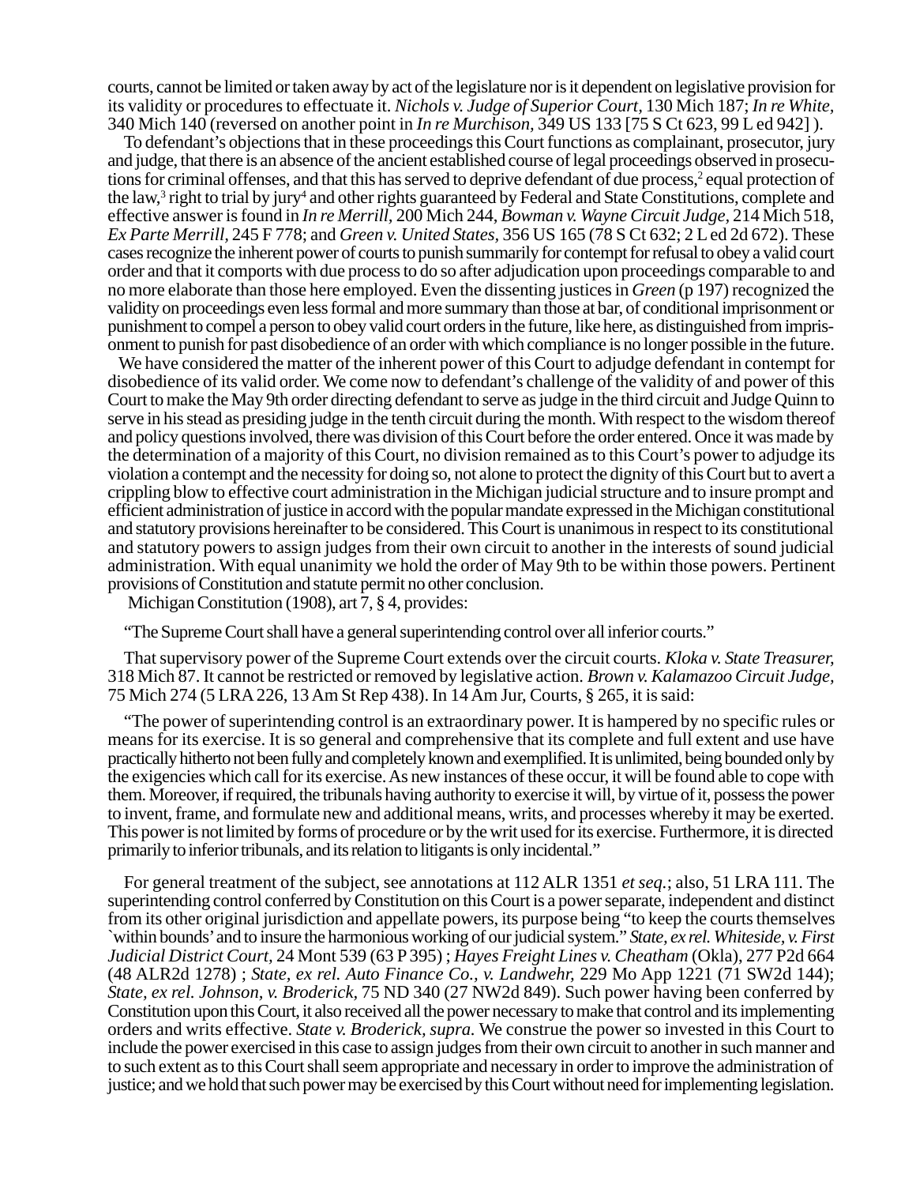courts, cannot be limited or taken away by act of the legislature nor is it dependent on legislative provision for its validity or procedures to effectuate it. *Nichols v. Judge of Superior Court*, 130 Mich 187; *In re White*, 340 Mich 140 (reversed on another point in *In re Murchison*, 349 US 133 [75 S Ct 623, 99 L ed 942] ).

To defendant's objections that in these proceedings this Court functions as complainant, prosecutor, jury and judge, that there is an absence of the ancient established course of legal proceedings observed in prosecutions for criminal offenses, and that this has served to deprive defendant of due process,[2] equal protection of the law,[3] right to trial by jury[4] and other rights guaranteed by Federal and State Constitutions, complete and effective answer is found in *In re Merrill*, 200 Mich 244, *Bowman v. Wayne Circuit Judge*, 214 Mich 518, *Ex Parte Merrill*, 245 F 778; and *Green v. United States*, 356 US 165 (78 S Ct 632; 2 L ed 2d 672). These cases recognize the inherent power of courts to punish summarily for contempt for refusal to obey a valid court order and that it comports with due process to do so after adjudication upon proceedings comparable to and no more elaborate than those here employed. Even the dissenting justices in *Green* (p 197) recognized the validity on proceedings even less formal and more summary than those at bar, of conditional imprisonment or punishment to compel a person to obey valid court orders in the future, like here, as distinguished from imprisonment to punish for past disobedience of an order with which compliance is no longer possible in the future.

We have considered the matter of the inherent power of this Court to adjudge defendant in contempt for disobedience of its valid order. We come now to defendant's challenge of the validity of and power of this Court to make the May 9th order directing defendant to serve as judge in the third circuit and Judge Quinn to serve in his stead as presiding judge in the tenth circuit during the month. With respect to the wisdom thereof and policy questions involved, there was division of this Court before the order entered. Once it was made by the determination of a majority of this Court, no division remained as to this Court's power to adjudge its violation a contempt and the necessity for doing so, not alone to protect the dignity of this Court but to avert a crippling blow to effective court administration in the Michigan judicial structure and to insure prompt and efficient administration of justice in accord with the popular mandate expressed in the Michigan constitutional and statutory provisions hereinafter to be considered. This Court is unanimous in respect to its constitutional and statutory powers to assign judges from their own circuit to another in the interests of sound judicial administration. With equal unanimity we hold the order of May 9th to be within those powers. Pertinent provisions of Constitution and statute permit no other conclusion.

Michigan Constitution (1908), art 7, § 4, provides:

"The Supreme Court shall have a general superintending control over all inferior courts."

That supervisory power of the Supreme Court extends over the circuit courts. *Kloka v. State Treasurer*, 318 Mich 87. It cannot be restricted or removed by legislative action. *Brown v. Kalamazoo Circuit Judge*, 75 Mich 274 (5 LRA 226, 13 Am St Rep 438). In 14 Am Jur, Courts, § 265, it is said:

"The power of superintending control is an extraordinary power. It is hampered by no specific rules or means for its exercise. It is so general and comprehensive that its complete and full extent and use have practically hitherto not been fully and completely known and exemplified. It is unlimited, being bounded only by the exigencies which call for its exercise. As new instances of these occur, it will be found able to cope with them. Moreover, if required, the tribunals having authority to exercise it will, by virtue of it, possess the power to invent, frame, and formulate new and additional means, writs, and processes whereby it may be exerted. This power is not limited by forms of procedure or by the writ used for its exercise. Furthermore, it is directed primarily to inferior tribunals, and its relation to litigants is only incidental."

For general treatment of the subject, see annotations at 112 ALR 1351 *et seq.*; also, 51 LRA 111. The superintending control conferred by Constitution on this Court is a power separate, independent and distinct from its other original jurisdiction and appellate powers, its purpose being "to keep the courts themselves `within bounds' and to insure the harmonious working of our judicial system." *State, ex rel. Whiteside, v. First Judicial District Court*, 24 Mont 539 (63 P 395) ; *Hayes Freight Lines v. Cheatham* (Okla), 277 P2d 664 (48 ALR2d 1278) ; *State, ex rel. Auto Finance Co., v. Landwehr*, 229 Mo App 1221 (71 SW2d 144); *State, ex rel. Johnson, v. Broderick*, 75 ND 340 (27 NW2d 849). Such power having been conferred by Constitution upon this Court, it also received all the power necessary to make that control and its implementing orders and writs effective. *State v. Broderick, supra.* We construe the power so invested in this Court to include the power exercised in this case to assign judges from their own circuit to another in such manner and to such extent as to this Court shall seem appropriate and necessary in order to improve the administration of justice; and we hold that such power may be exercised by this Court without need for implementing legislation.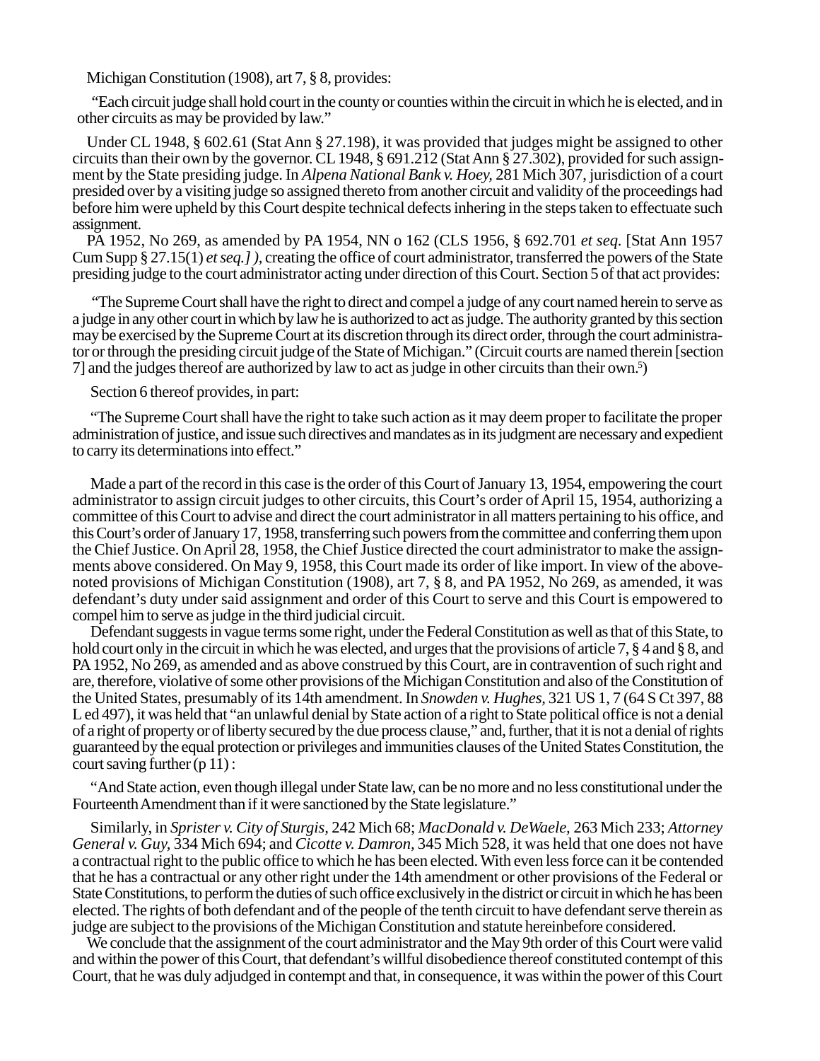Michigan Constitution (1908), art 7, § 8, provides:

> "Each circuit judge shall hold court in the county or counties within the circuit in which he is elected, and in other circuits as may be provided by law."

Under CL 1948, § 602.61 (Stat Ann § 27.198), it was provided that judges might be assigned to other circuits than their own by the governor. CL 1948, § 691.212 (Stat Ann § 27.302), provided for such assignment by the State presiding judge. In *Alpena National Bank v. Hoey,* 281 Mich 307, jurisdiction of a court presided over by a visiting judge so assigned thereto from another circuit and validity of the proceedings had before him were upheld by this Court despite technical defects inhering in the steps taken to effectuate such assignment.

PA 1952, No 269, as amended by PA 1954, NN o 162 (CLS 1956, § 692.701 *et seq.* [Stat Ann 1957 Cum Supp § 27.15(1) *et seq.]* ), creating the office of court administrator, transferred the powers of the State presiding judge to the court administrator acting under direction of this Court. Section 5 of that act provides:

> "The Supreme Court shall have the right to direct and compel a judge of any court named herein to serve as a judge in any other court in which by law he is authorized to act as judge. The authority granted by this section may be exercised by the Supreme Court at its discretion through its direct order, through the court administrator or through the presiding circuit judge of the State of Michigan." (Circuit courts are named therein [section 7] and the judges thereof are authorized by law to act as judge in other circuits than their own.[5])

Section 6 thereof provides, in part:

> "The Supreme Court shall have the right to take such action as it may deem proper to facilitate the proper administration of justice, and issue such directives and mandates as in its judgment are necessary and expedient to carry its determinations into effect."

Made a part of the record in this case is the order of this Court of January 13, 1954, empowering the court administrator to assign circuit judges to other circuits, this Court's order of April 15, 1954, authorizing a committee of this Court to advise and direct the court administrator in all matters pertaining to his office, and this Court's order of January 17, 1958, transferring such powers from the committee and conferring them upon the Chief Justice. On April 28, 1958, the Chief Justice directed the court administrator to make the assignments above considered. On May 9, 1958, this Court made its order of like import. In view of the above-noted provisions of Michigan Constitution (1908), art 7, § 8, and PA 1952, No 269, as amended, it was defendant's duty under said assignment and order of this Court to serve and this Court is empowered to compel him to serve as judge in the third judicial circuit.

Defendant suggests in vague terms some right, under the Federal Constitution as well as that of this State, to hold court only in the circuit in which he was elected, and urges that the provisions of article 7, § 4 and § 8, and PA 1952, No 269, as amended and as above construed by this Court, are in contravention of such right and are, therefore, violative of some other provisions of the Michigan Constitution and also of the Constitution of the United States, presumably of its 14th amendment. In *Snowden v. Hughes,* 321 US 1, 7 (64 S Ct 397, 88 L ed 497), it was held that "an unlawful denial by State action of a right to State political office is not a denial of a right of property or of liberty secured by the due process clause," and, further, that it is not a denial of rights guaranteed by the equal protection or privileges and immunities clauses of the United States Constitution, the court saying further (p 11) :

> "And State action, even though illegal under State law, can be no more and no less constitutional under the Fourteenth Amendment than if it were sanctioned by the State legislature."

Similarly, in *Sprister v. City of Sturgis,* 242 Mich 68; *MacDonald v. DeWaele,* 263 Mich 233; *Attorney General v. Guy,* 334 Mich 694; and *Cicotte v. Damron,* 345 Mich 528, it was held that one does not have a contractual right to the public office to which he has been elected. With even less force can it be contended that he has a contractual or any other right under the 14th amendment or other provisions of the Federal or State Constitutions, to perform the duties of such office exclusively in the district or circuit in which he has been elected. The rights of both defendant and of the people of the tenth circuit to have defendant serve therein as judge are subject to the provisions of the Michigan Constitution and statute hereinbefore considered.

We conclude that the assignment of the court administrator and the May 9th order of this Court were valid and within the power of this Court, that defendant's willful disobedience thereof constituted contempt of this Court, that he was duly adjudged in contempt and that, in consequence, it was within the power of this Court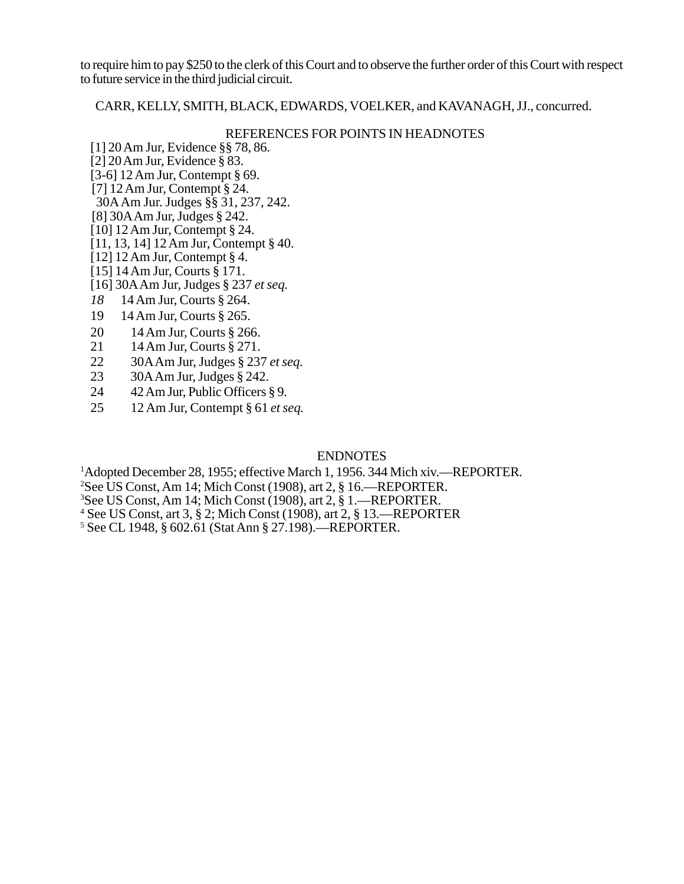to require him to pay $250 to the clerk of this Court and to observe the further order of this Court with respect to future service in the third judicial circuit.

CARR, KELLY, SMITH, BLACK, EDWARDS, VOELKER, and KAVANAGH, JJ., concurred.

REFERENCES FOR POINTS IN HEADNOTES

[1] 20 Am Jur, Evidence §§ 78, 86.
[2] 20 Am Jur, Evidence § 83.
[3-6] 12 Am Jur, Contempt § 69.
[7] 12 Am Jur, Contempt § 24.
30A Am Jur. Judges §§ 31, 237, 242.
[8] 30A Am Jur, Judges § 242.
[10] 12 Am Jur, Contempt § 24.
[11, 13, 14] 12 Am Jur, Contempt § 40.
[12] 12 Am Jur, Contempt § 4.
[15] 14 Am Jur, Courts § 171.
[16] 30A Am Jur, Judges § 237 *et seq.*
*18* 14 Am Jur, Courts § 264.
19 14 Am Jur, Courts § 265.
20 14 Am Jur, Courts § 266.
21 14 Am Jur, Courts § 271.
22 30A Am Jur, Judges § 237 *et seq.*
23 30A Am Jur, Judges § 242.
24 42 Am Jur, Public Officers § 9.
25 12 Am Jur, Contempt § 61 *et seq.*

ENDNOTES

[1] Adopted December 28, 1955; effective March 1, 1956. 344 Mich xiv.—REPORTER.
[2] See US Const, Am 14; Mich Const (1908), art 2, § 16.—REPORTER.
[3] See US Const, Am 14; Mich Const (1908), art 2, § 1.—REPORTER.
[4] See US Const, art 3, § 2; Mich Const (1908), art 2, § 13.—REPORTER
[5] See CL 1948, § 602.61 (Stat Ann § 27.198).—REPORTER.